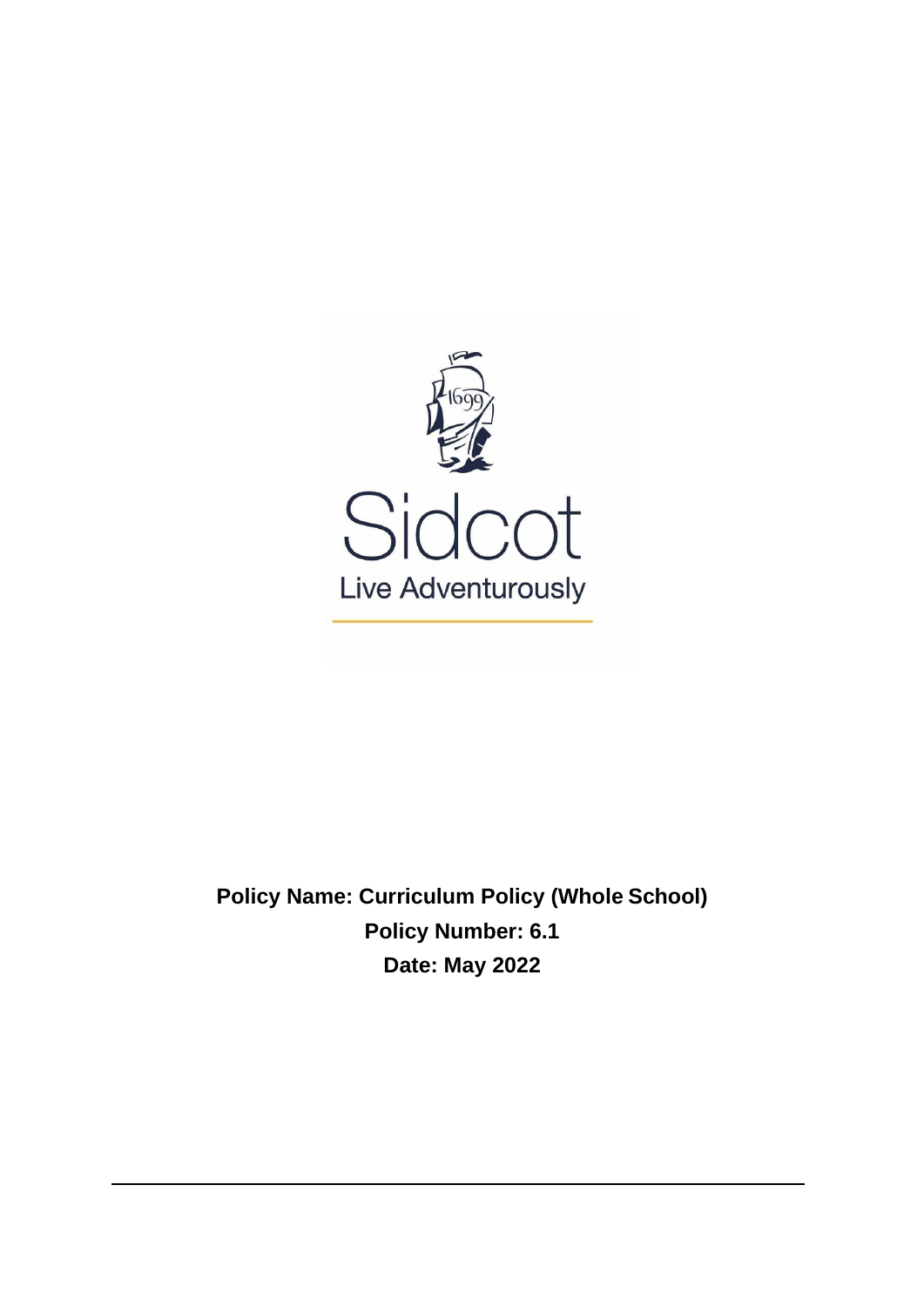Sidcot

Live Adventurously

**Policy Name: Curriculum Policy (Whole School)**

**Policy Number: 6.1**

**Date: May 2022**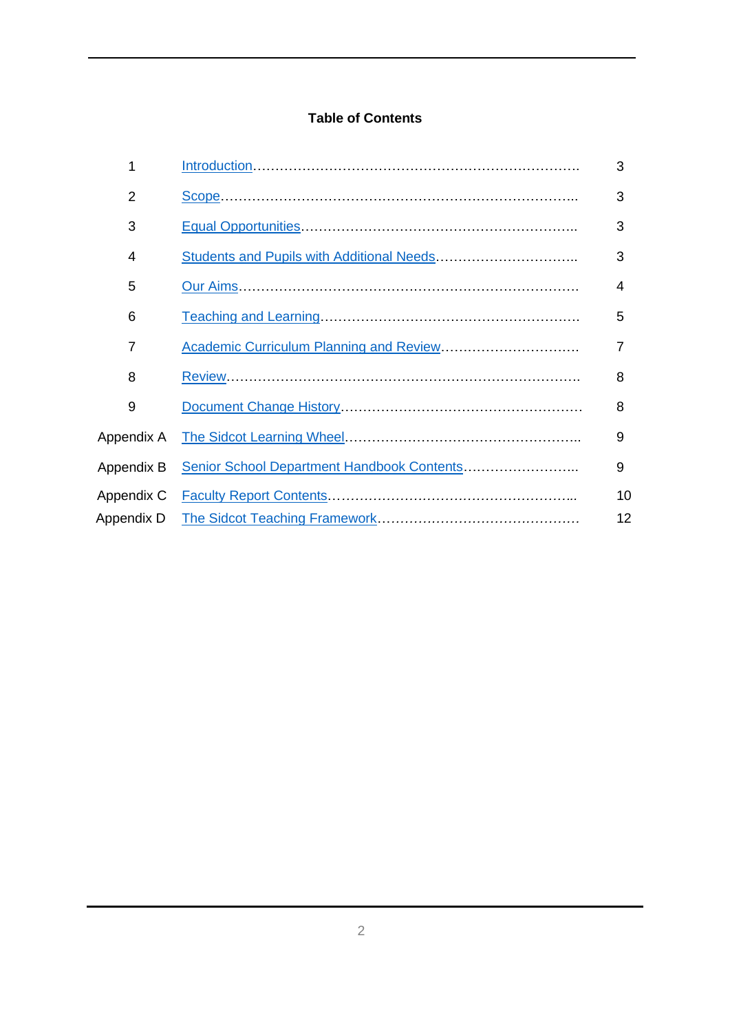## Table of Contents

| | | |
|---|---|---|
| 1 | Introduction | 3 |
| 2 | Scope | 3 |
| 3 | Equal Opportunities | 3 |
| 4 | Students and Pupils with Additional Needs | 3 |
| 5 | Our Aims | 4 |
| 6 | Teaching and Learning | 5 |
| 7 | Academic Curriculum Planning and Review | 7 |
| 8 | Review | 8 |
| 9 | Document Change History | 8 |
| Appendix A | The Sidcot Learning Wheel | 9 |
| Appendix B | Senior School Department Handbook Contents | 9 |
| Appendix C | Faculty Report Contents | 10 |
| Appendix D | The Sidcot Teaching Framework | 12 |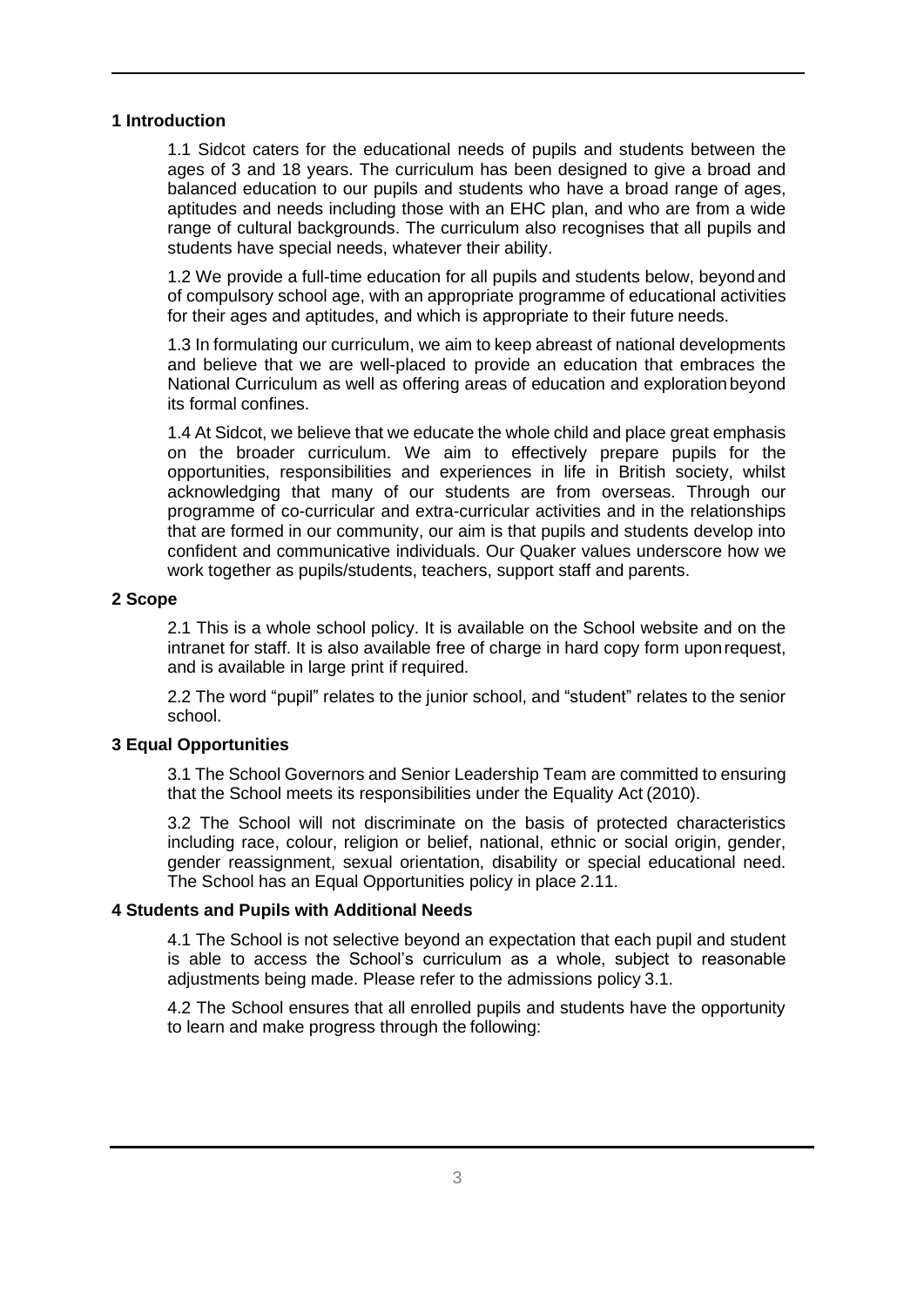## 1 Introduction

1.1 Sidcot caters for the educational needs of pupils and students between the ages of 3 and 18 years. The curriculum has been designed to give a broad and balanced education to our pupils and students who have a broad range of ages, aptitudes and needs including those with an EHC plan, and who are from a wide range of cultural backgrounds. The curriculum also recognises that all pupils and students have special needs, whatever their ability.

1.2 We provide a full-time education for all pupils and students below, beyond and of compulsory school age, with an appropriate programme of educational activities for their ages and aptitudes, and which is appropriate to their future needs.

1.3 In formulating our curriculum, we aim to keep abreast of national developments and believe that we are well-placed to provide an education that embraces the National Curriculum as well as offering areas of education and exploration beyond its formal confines.

1.4 At Sidcot, we believe that we educate the whole child and place great emphasis on the broader curriculum. We aim to effectively prepare pupils for the opportunities, responsibilities and experiences in life in British society, whilst acknowledging that many of our students are from overseas. Through our programme of co-curricular and extra-curricular activities and in the relationships that are formed in our community, our aim is that pupils and students develop into confident and communicative individuals. Our Quaker values underscore how we work together as pupils/students, teachers, support staff and parents.

## 2 Scope

2.1 This is a whole school policy. It is available on the School website and on the intranet for staff. It is also available free of charge in hard copy form upon request, and is available in large print if required.

2.2 The word "pupil" relates to the junior school, and "student" relates to the senior school.

## 3 Equal Opportunities

3.1 The School Governors and Senior Leadership Team are committed to ensuring that the School meets its responsibilities under the Equality Act (2010).

3.2 The School will not discriminate on the basis of protected characteristics including race, colour, religion or belief, national, ethnic or social origin, gender, gender reassignment, sexual orientation, disability or special educational need. The School has an Equal Opportunities policy in place 2.11.

## 4 Students and Pupils with Additional Needs

4.1 The School is not selective beyond an expectation that each pupil and student is able to access the School's curriculum as a whole, subject to reasonable adjustments being made. Please refer to the admissions policy 3.1.

4.2 The School ensures that all enrolled pupils and students have the opportunity to learn and make progress through the following: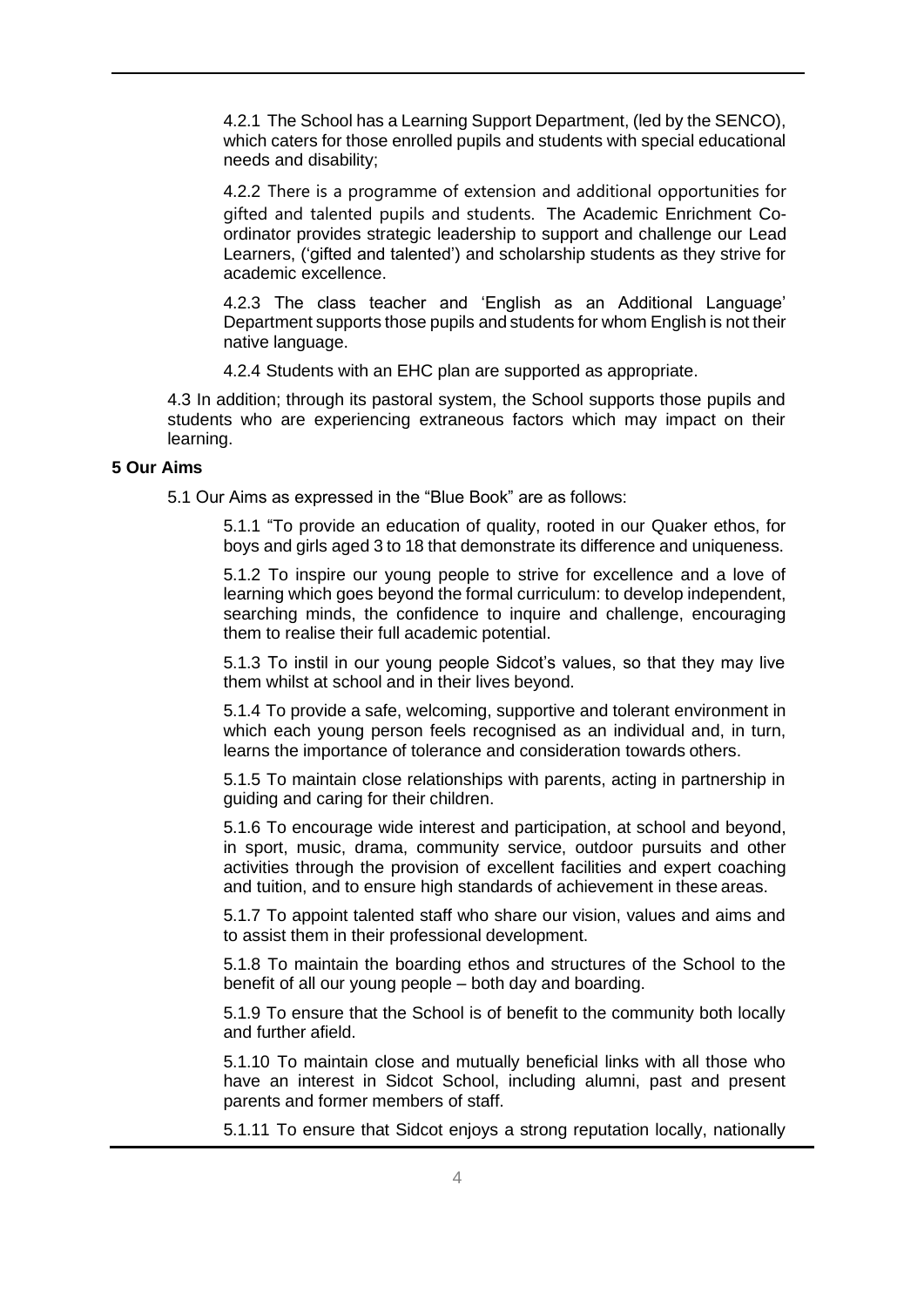4.2.1 The School has a Learning Support Department, (led by the SENCO), which caters for those enrolled pupils and students with special educational needs and disability;

4.2.2 There is a programme of extension and additional opportunities for gifted and talented pupils and students. The Academic Enrichment Co-ordinator provides strategic leadership to support and challenge our Lead Learners, ('gifted and talented') and scholarship students as they strive for academic excellence.

4.2.3 The class teacher and 'English as an Additional Language' Department supports those pupils and students for whom English is not their native language.

4.2.4 Students with an EHC plan are supported as appropriate.

4.3 In addition; through its pastoral system, the School supports those pupils and students who are experiencing extraneous factors which may impact on their learning.

**5 Our Aims**

5.1 Our Aims as expressed in the "Blue Book" are as follows:

5.1.1 "To provide an education of quality, rooted in our Quaker ethos, for boys and girls aged 3 to 18 that demonstrate its difference and uniqueness.

5.1.2 To inspire our young people to strive for excellence and a love of learning which goes beyond the formal curriculum: to develop independent, searching minds, the confidence to inquire and challenge, encouraging them to realise their full academic potential.

5.1.3 To instil in our young people Sidcot's values, so that they may live them whilst at school and in their lives beyond.

5.1.4 To provide a safe, welcoming, supportive and tolerant environment in which each young person feels recognised as an individual and, in turn, learns the importance of tolerance and consideration towards others.

5.1.5 To maintain close relationships with parents, acting in partnership in guiding and caring for their children.

5.1.6 To encourage wide interest and participation, at school and beyond, in sport, music, drama, community service, outdoor pursuits and other activities through the provision of excellent facilities and expert coaching and tuition, and to ensure high standards of achievement in these areas.

5.1.7 To appoint talented staff who share our vision, values and aims and to assist them in their professional development.

5.1.8 To maintain the boarding ethos and structures of the School to the benefit of all our young people – both day and boarding.

5.1.9 To ensure that the School is of benefit to the community both locally and further afield.

5.1.10 To maintain close and mutually beneficial links with all those who have an interest in Sidcot School, including alumni, past and present parents and former members of staff.

5.1.11 To ensure that Sidcot enjoys a strong reputation locally, nationally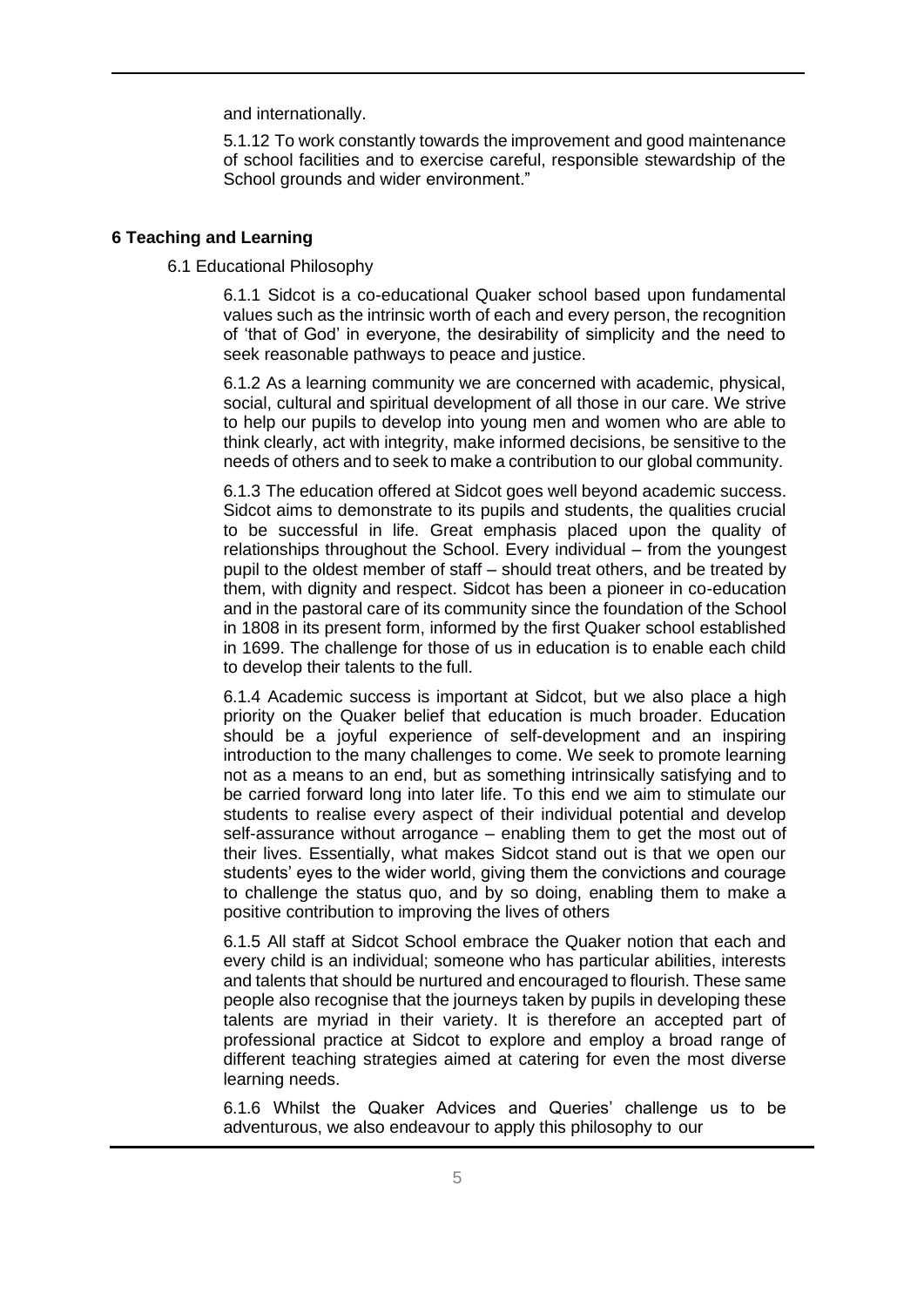and internationally.

5.1.12 To work constantly towards the improvement and good maintenance of school facilities and to exercise careful, responsible stewardship of the School grounds and wider environment."

## 6 Teaching and Learning

### 6.1 Educational Philosophy

6.1.1 Sidcot is a co-educational Quaker school based upon fundamental values such as the intrinsic worth of each and every person, the recognition of 'that of God' in everyone, the desirability of simplicity and the need to seek reasonable pathways to peace and justice.

6.1.2 As a learning community we are concerned with academic, physical, social, cultural and spiritual development of all those in our care. We strive to help our pupils to develop into young men and women who are able to think clearly, act with integrity, make informed decisions, be sensitive to the needs of others and to seek to make a contribution to our global community.

6.1.3 The education offered at Sidcot goes well beyond academic success. Sidcot aims to demonstrate to its pupils and students, the qualities crucial to be successful in life. Great emphasis placed upon the quality of relationships throughout the School. Every individual – from the youngest pupil to the oldest member of staff – should treat others, and be treated by them, with dignity and respect. Sidcot has been a pioneer in co-education and in the pastoral care of its community since the foundation of the School in 1808 in its present form, informed by the first Quaker school established in 1699. The challenge for those of us in education is to enable each child to develop their talents to the full.

6.1.4 Academic success is important at Sidcot, but we also place a high priority on the Quaker belief that education is much broader. Education should be a joyful experience of self-development and an inspiring introduction to the many challenges to come. We seek to promote learning not as a means to an end, but as something intrinsically satisfying and to be carried forward long into later life. To this end we aim to stimulate our students to realise every aspect of their individual potential and develop self-assurance without arrogance – enabling them to get the most out of their lives. Essentially, what makes Sidcot stand out is that we open our students' eyes to the wider world, giving them the convictions and courage to challenge the status quo, and by so doing, enabling them to make a positive contribution to improving the lives of others

6.1.5 All staff at Sidcot School embrace the Quaker notion that each and every child is an individual; someone who has particular abilities, interests and talents that should be nurtured and encouraged to flourish. These same people also recognise that the journeys taken by pupils in developing these talents are myriad in their variety. It is therefore an accepted part of professional practice at Sidcot to explore and employ a broad range of different teaching strategies aimed at catering for even the most diverse learning needs.

6.1.6 Whilst the Quaker Advices and Queries' challenge us to be adventurous, we also endeavour to apply this philosophy to our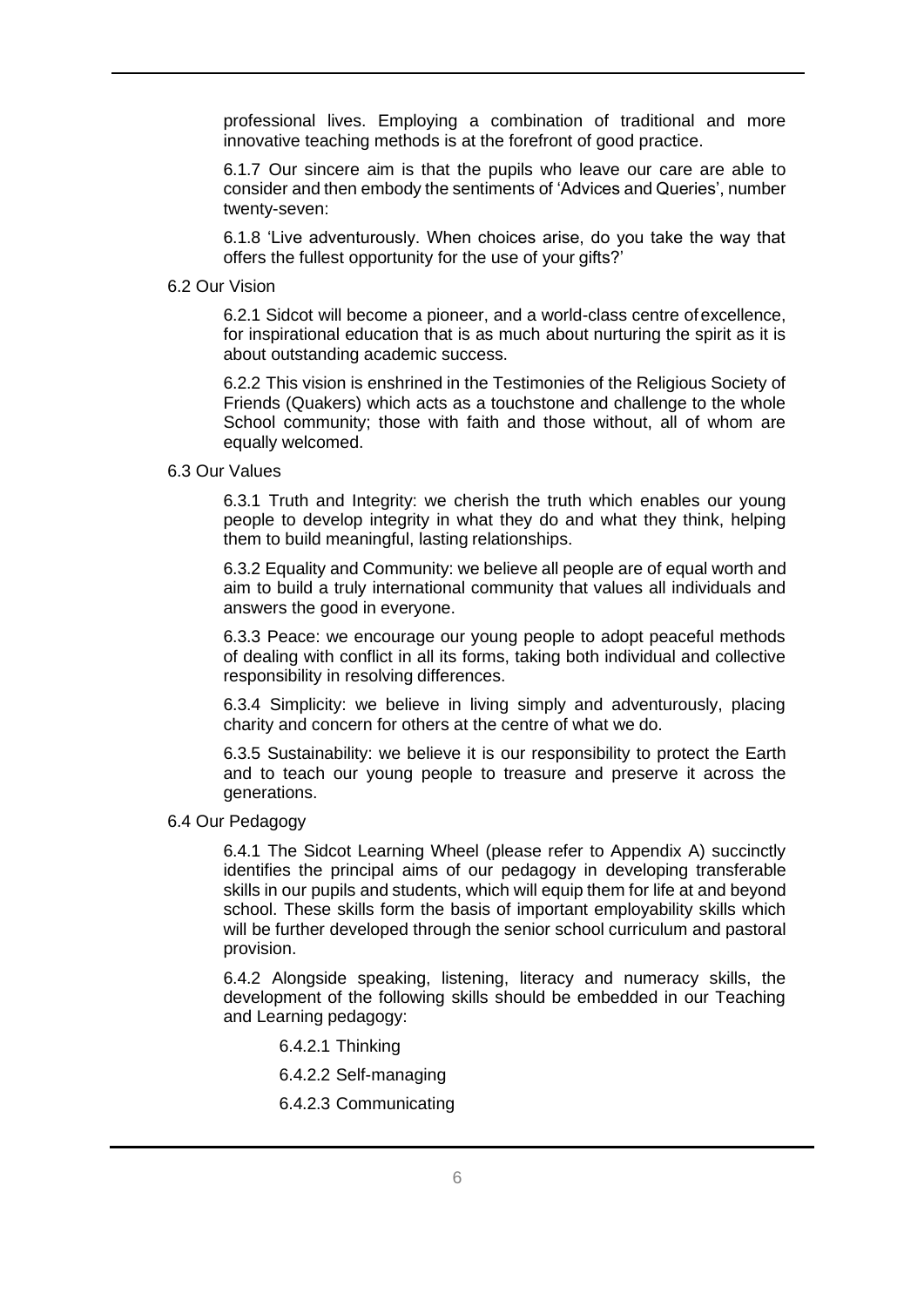professional lives. Employing a combination of traditional and more innovative teaching methods is at the forefront of good practice.

6.1.7 Our sincere aim is that the pupils who leave our care are able to consider and then embody the sentiments of 'Advices and Queries', number twenty-seven:

6.1.8 'Live adventurously. When choices arise, do you take the way that offers the fullest opportunity for the use of your gifts?'

6.2 Our Vision

6.2.1 Sidcot will become a pioneer, and a world-class centre of excellence, for inspirational education that is as much about nurturing the spirit as it is about outstanding academic success.

6.2.2 This vision is enshrined in the Testimonies of the Religious Society of Friends (Quakers) which acts as a touchstone and challenge to the whole School community; those with faith and those without, all of whom are equally welcomed.

6.3 Our Values

6.3.1 Truth and Integrity: we cherish the truth which enables our young people to develop integrity in what they do and what they think, helping them to build meaningful, lasting relationships.

6.3.2 Equality and Community: we believe all people are of equal worth and aim to build a truly international community that values all individuals and answers the good in everyone.

6.3.3 Peace: we encourage our young people to adopt peaceful methods of dealing with conflict in all its forms, taking both individual and collective responsibility in resolving differences.

6.3.4 Simplicity: we believe in living simply and adventurously, placing charity and concern for others at the centre of what we do.

6.3.5 Sustainability: we believe it is our responsibility to protect the Earth and to teach our young people to treasure and preserve it across the generations.

6.4 Our Pedagogy

6.4.1 The Sidcot Learning Wheel (please refer to Appendix A) succinctly identifies the principal aims of our pedagogy in developing transferable skills in our pupils and students, which will equip them for life at and beyond school. These skills form the basis of important employability skills which will be further developed through the senior school curriculum and pastoral provision.

6.4.2 Alongside speaking, listening, literacy and numeracy skills, the development of the following skills should be embedded in our Teaching and Learning pedagogy:

6.4.2.1 Thinking

6.4.2.2 Self-managing

6.4.2.3 Communicating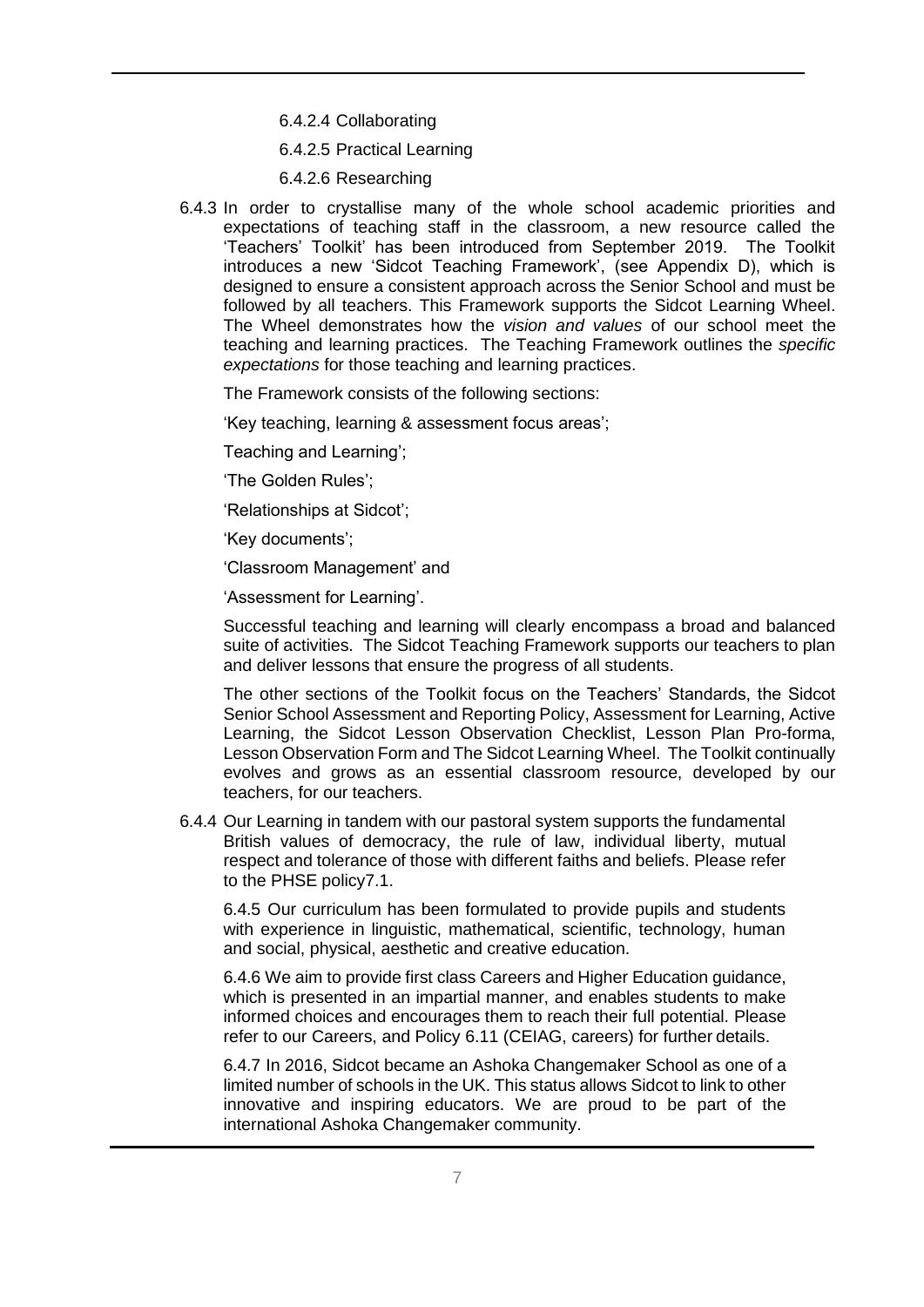6.4.2.4 Collaborating

6.4.2.5 Practical Learning

6.4.2.6 Researching

6.4.3 In order to crystallise many of the whole school academic priorities and expectations of teaching staff in the classroom, a new resource called the 'Teachers' Toolkit' has been introduced from September 2019. The Toolkit introduces a new 'Sidcot Teaching Framework', (see Appendix D), which is designed to ensure a consistent approach across the Senior School and must be followed by all teachers. This Framework supports the Sidcot Learning Wheel. The Wheel demonstrates how the *vision and values* of our school meet the teaching and learning practices. The Teaching Framework outlines the *specific expectations* for those teaching and learning practices.

The Framework consists of the following sections:

'Key teaching, learning & assessment focus areas';

Teaching and Learning';

'The Golden Rules';

'Relationships at Sidcot';

'Key documents';

'Classroom Management' and

'Assessment for Learning'.

Successful teaching and learning will clearly encompass a broad and balanced suite of activities. The Sidcot Teaching Framework supports our teachers to plan and deliver lessons that ensure the progress of all students.

The other sections of the Toolkit focus on the Teachers' Standards, the Sidcot Senior School Assessment and Reporting Policy, Assessment for Learning, Active Learning, the Sidcot Lesson Observation Checklist, Lesson Plan Pro-forma, Lesson Observation Form and The Sidcot Learning Wheel. The Toolkit continually evolves and grows as an essential classroom resource, developed by our teachers, for our teachers.

6.4.4 Our Learning in tandem with our pastoral system supports the fundamental British values of democracy, the rule of law, individual liberty, mutual respect and tolerance of those with different faiths and beliefs. Please refer to the PHSE policy7.1.

6.4.5 Our curriculum has been formulated to provide pupils and students with experience in linguistic, mathematical, scientific, technology, human and social, physical, aesthetic and creative education.

6.4.6 We aim to provide first class Careers and Higher Education guidance, which is presented in an impartial manner, and enables students to make informed choices and encourages them to reach their full potential. Please refer to our Careers, and Policy 6.11 (CEIAG, careers) for further details.

6.4.7 In 2016, Sidcot became an Ashoka Changemaker School as one of a limited number of schools in the UK. This status allows Sidcot to link to other innovative and inspiring educators. We are proud to be part of the international Ashoka Changemaker community.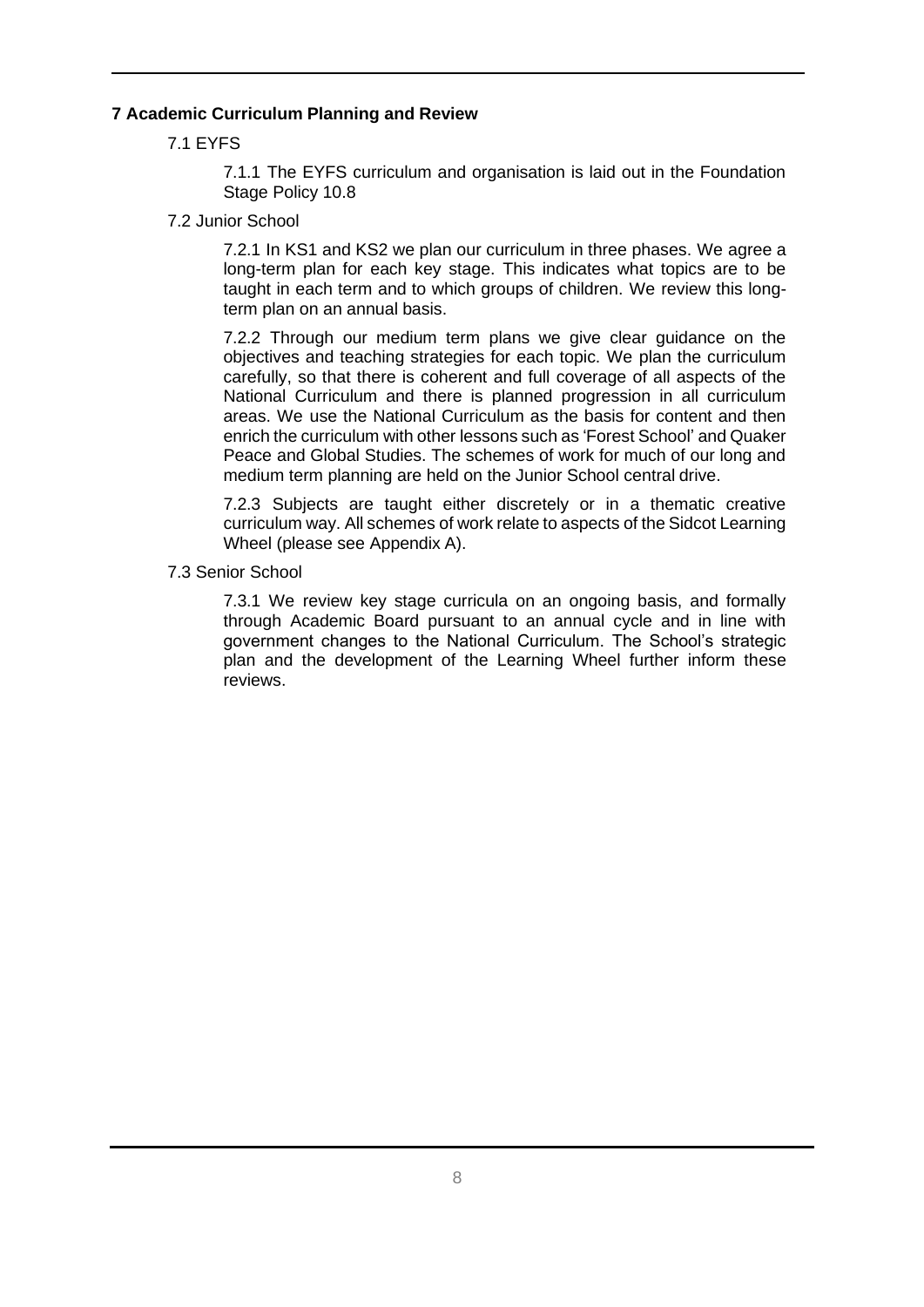## 7 Academic Curriculum Planning and Review

### 7.1 EYFS

7.1.1 The EYFS curriculum and organisation is laid out in the Foundation Stage Policy 10.8

### 7.2 Junior School

7.2.1 In KS1 and KS2 we plan our curriculum in three phases. We agree a long-term plan for each key stage. This indicates what topics are to be taught in each term and to which groups of children. We review this long-term plan on an annual basis.

7.2.2 Through our medium term plans we give clear guidance on the objectives and teaching strategies for each topic. We plan the curriculum carefully, so that there is coherent and full coverage of all aspects of the National Curriculum and there is planned progression in all curriculum areas. We use the National Curriculum as the basis for content and then enrich the curriculum with other lessons such as 'Forest School' and Quaker Peace and Global Studies. The schemes of work for much of our long and medium term planning are held on the Junior School central drive.

7.2.3 Subjects are taught either discretely or in a thematic creative curriculum way. All schemes of work relate to aspects of the Sidcot Learning Wheel (please see Appendix A).

### 7.3 Senior School

7.3.1 We review key stage curricula on an ongoing basis, and formally through Academic Board pursuant to an annual cycle and in line with government changes to the National Curriculum. The School's strategic plan and the development of the Learning Wheel further inform these reviews.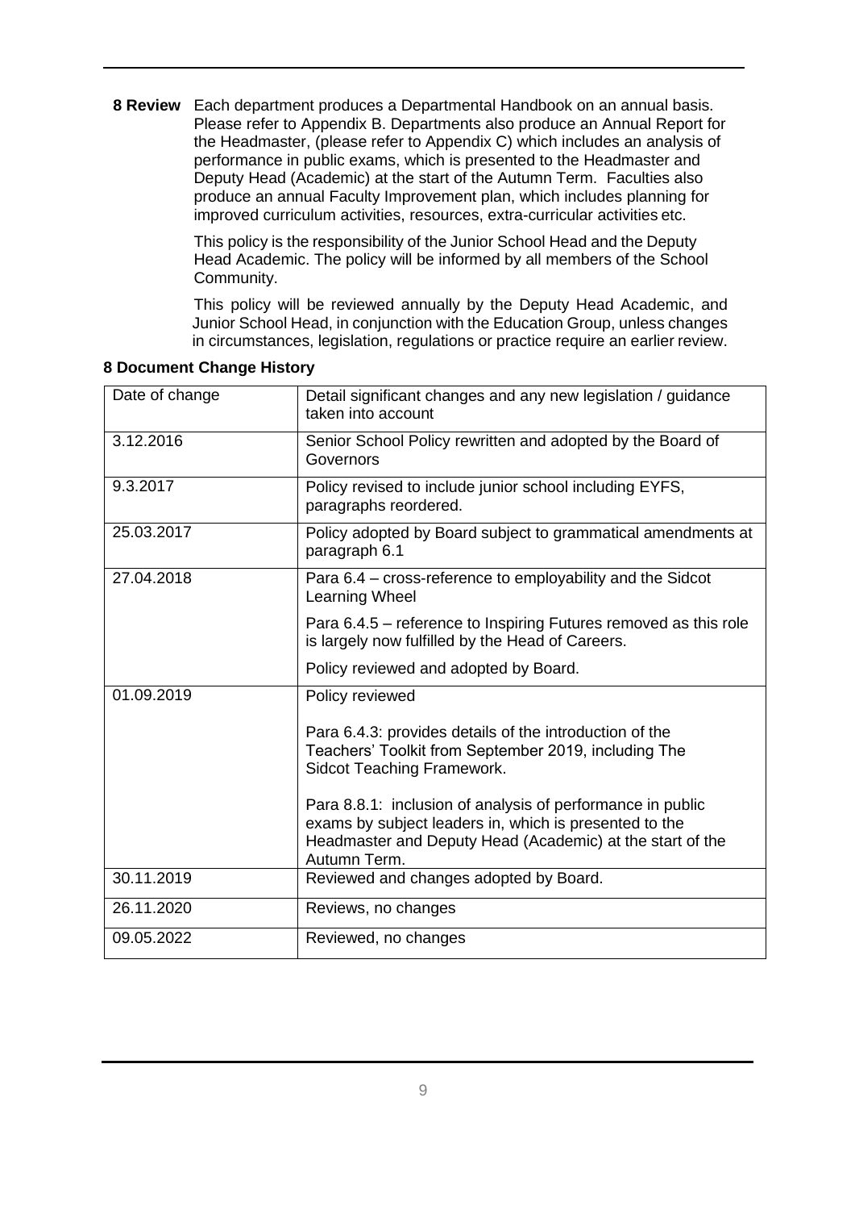**8 Review** Each department produces a Departmental Handbook on an annual basis. Please refer to Appendix B. Departments also produce an Annual Report for the Headmaster, (please refer to Appendix C) which includes an analysis of performance in public exams, which is presented to the Headmaster and Deputy Head (Academic) at the start of the Autumn Term. Faculties also produce an annual Faculty Improvement plan, which includes planning for improved curriculum activities, resources, extra-curricular activities etc.

This policy is the responsibility of the Junior School Head and the Deputy Head Academic. The policy will be informed by all members of the School Community.

This policy will be reviewed annually by the Deputy Head Academic, and Junior School Head, in conjunction with the Education Group, unless changes in circumstances, legislation, regulations or practice require an earlier review.

**8 Document Change History**

| Date of change | Detail significant changes and any new legislation / guidance taken into account |
|---|---|
| 3.12.2016 | Senior School Policy rewritten and adopted by the Board of Governors |
| 9.3.2017 | Policy revised to include junior school including EYFS, paragraphs reordered. |
| 25.03.2017 | Policy adopted by Board subject to grammatical amendments at paragraph 6.1 |
| 27.04.2018 | Para 6.4 – cross-reference to employability and the Sidcot Learning Wheel<br><br>Para 6.4.5 – reference to Inspiring Futures removed as this role is largely now fulfilled by the Head of Careers.<br><br>Policy reviewed and adopted by Board. |
| 01.09.2019 | Policy reviewed<br><br>Para 6.4.3: provides details of the introduction of the Teachers' Toolkit from September 2019, including The Sidcot Teaching Framework.<br><br>Para 8.8.1: inclusion of analysis of performance in public exams by subject leaders in, which is presented to the Headmaster and Deputy Head (Academic) at the start of the Autumn Term. |
| 30.11.2019 | Reviewed and changes adopted by Board. |
| 26.11.2020 | Reviews, no changes |
| 09.05.2022 | Reviewed, no changes |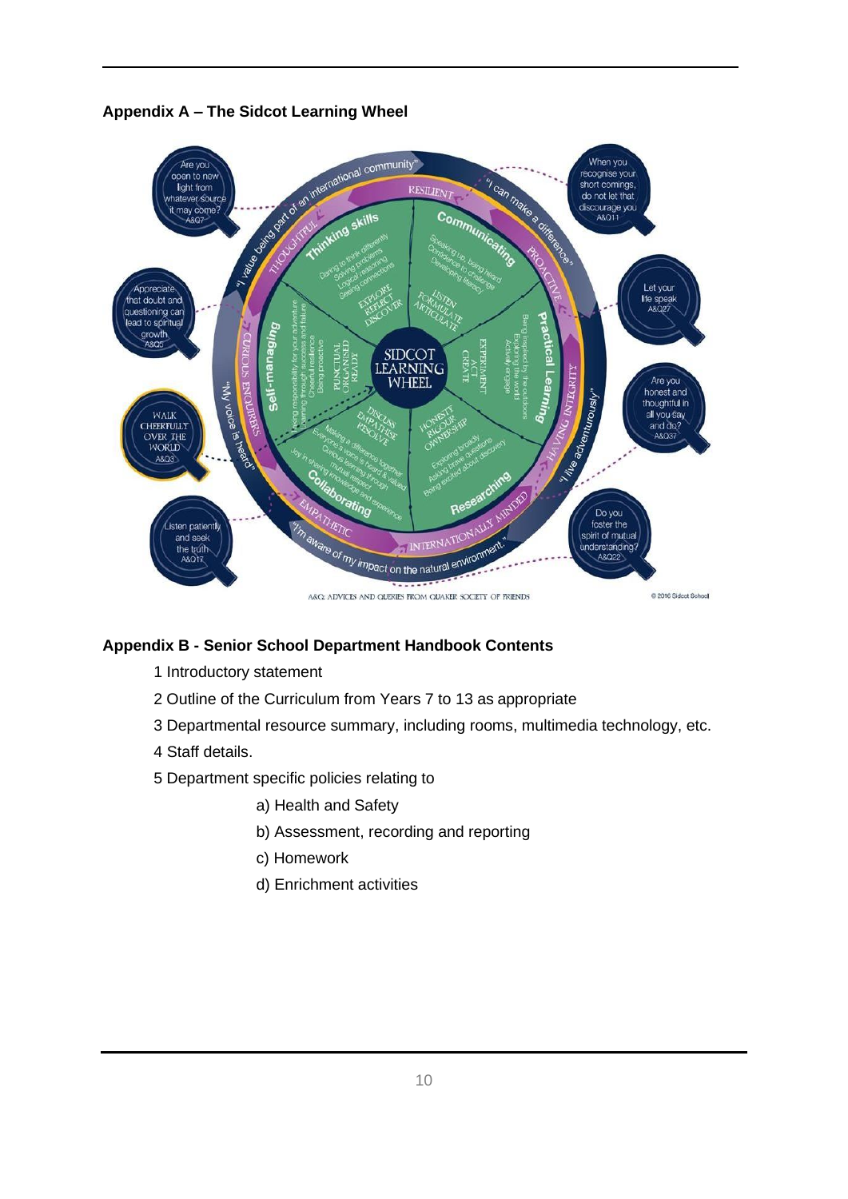**Appendix A – The Sidcot Learning Wheel**

**Appendix B - Senior School Department Handbook Contents**

1 Introductory statement

2 Outline of the Curriculum from Years 7 to 13 as appropriate

3 Departmental resource summary, including rooms, multimedia technology, etc.

4 Staff details.

5 Department specific policies relating to

- a) Health and Safety
- b) Assessment, recording and reporting
- c) Homework
- d) Enrichment activities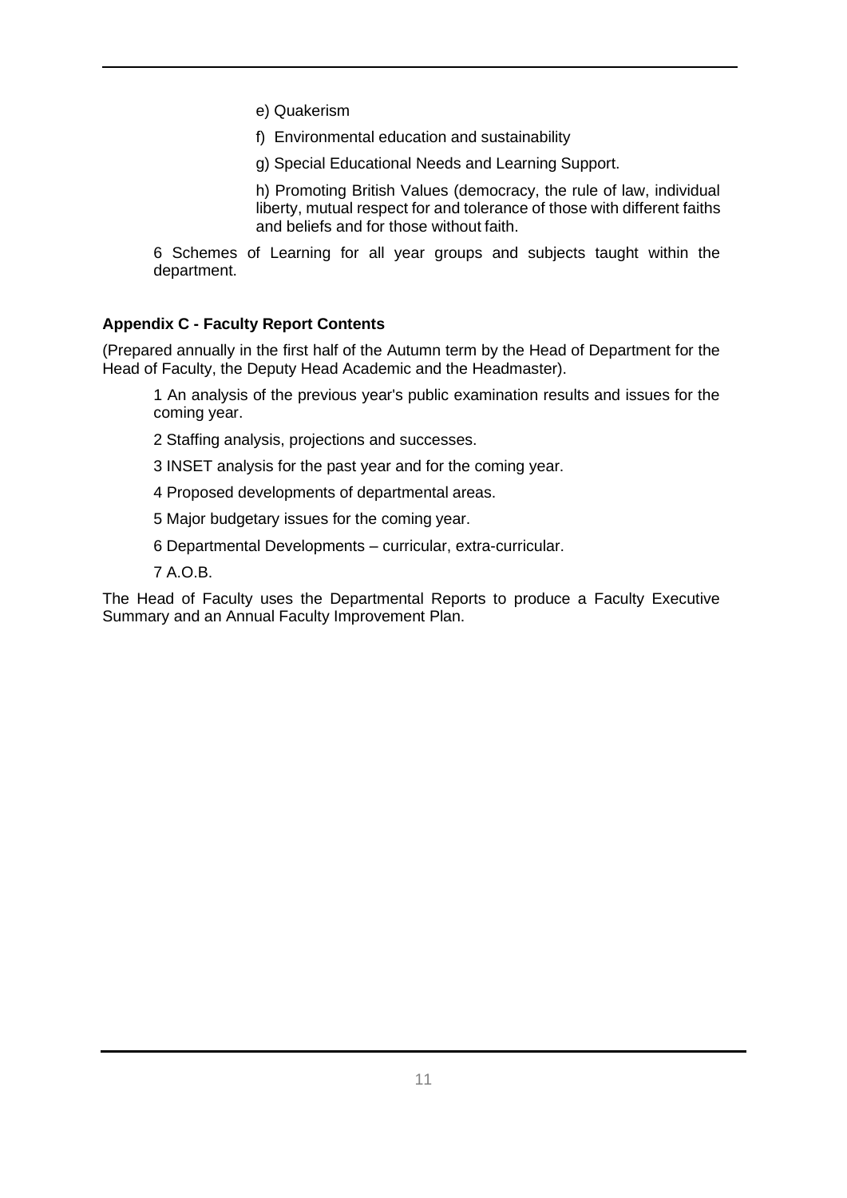e) Quakerism

f) Environmental education and sustainability

g) Special Educational Needs and Learning Support.

h) Promoting British Values (democracy, the rule of law, individual liberty, mutual respect for and tolerance of those with different faiths and beliefs and for those without faith.

6 Schemes of Learning for all year groups and subjects taught within the department.

**Appendix C - Faculty Report Contents**

(Prepared annually in the first half of the Autumn term by the Head of Department for the Head of Faculty, the Deputy Head Academic and the Headmaster).

1 An analysis of the previous year's public examination results and issues for the coming year.

2 Staffing analysis, projections and successes.

3 INSET analysis for the past year and for the coming year.

4 Proposed developments of departmental areas.

5 Major budgetary issues for the coming year.

6 Departmental Developments – curricular, extra-curricular.

7 A.O.B.

The Head of Faculty uses the Departmental Reports to produce a Faculty Executive Summary and an Annual Faculty Improvement Plan.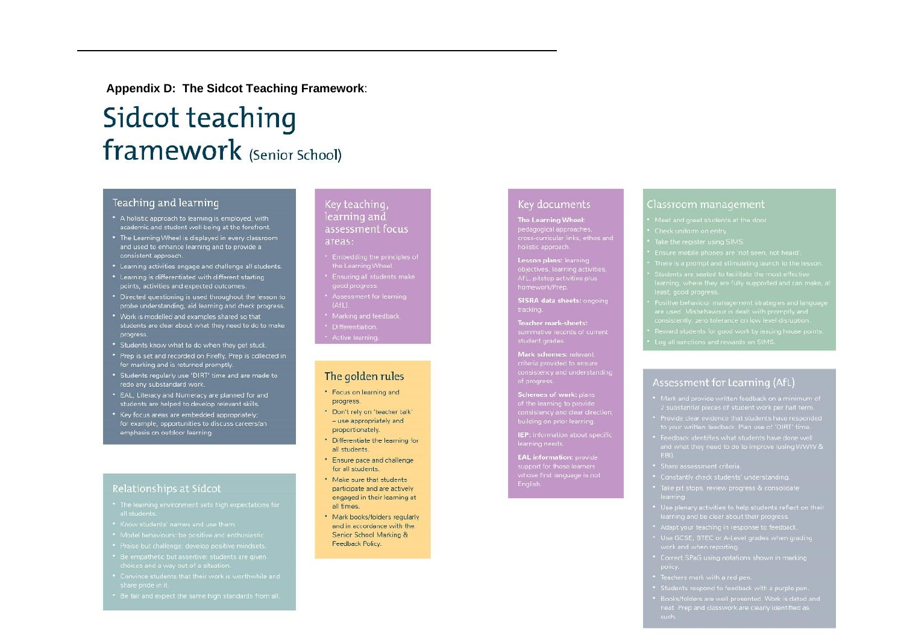**Appendix D: The Sidcot Teaching Framework**:

# Sidcot teaching framework (Senior School)

## Teaching and learning

- A holistic approach to learning is employed, with academic and student well-being at the forefront.
- The Learning Wheel is displayed in every classroom and used to enhance learning and to provide a consistent approach.
- Learning activities engage and challenge all students.
- Learning is differentiated with different starting points, activities and expected outcomes.
- Directed questioning is used throughout the lesson to probe understanding, aid learning and check progress.
- Work is modelled and examples shared so that students are clear about what they need to do to make progress.
- Students know what to do when they get stuck.
- Prep is set and recorded on Firefly. Prep is collected in for marking and is returned promptly.
- Students regularly use 'DIRT' time and are made to redo any substandard work.
- EAL, Literacy and Numeracy are planned for and students are helped to develop relevant skills.
- Key focus areas are embedded appropriately: for example, opportunities to discuss careers/an emphasis on outdoor learning.

## Relationships at Sidcot

- The learning environment sets high expectations for all students.
- Know students' names and use them.
- Model behaviours: be positive and enthusiastic.
- Praise but challenge: develop positive mindsets.
- Be empathetic but assertive: students are given choices and a way out of a situation.
- Convince students that their work is worthwhile and share pride in it.
- Be fair and expect the same high standards from all.

## Key teaching, learning and assessment focus areas:

- Embedding the principles of the Learning Wheel.
- Ensuring all students make good progress.
- Assessment for learning (AfL).
- Marking and feedback.
- Differentiation.
- Active learning.

## The golden rules

- Focus on learning and progress.
- Don't rely on 'teacher talk' – use appropriately and proportionately.
- Differentiate the learning for all students.
- Ensure pace and challenge for all students.
- Make sure that students participate and are actively engaged in their learning at all times.
- Mark books/folders regularly and in accordance with the Senior School Marking & Feedback Policy.

## Key documents

**The Learning Wheel:** pedagogical approaches, cross-curricular links, ethos and holistic approach.

**Lesson plans:** learning objectives, learning activities, AfL, pitstop activities plus homework/Prep.

**SISRA data sheets:** ongoing tracking.

**Teacher mark-sheets:** summative records of current student grades.

**Mark schemes:** relevant criteria provided to ensure consistency and understanding of progress.

**Schemes of work:** plans of the learning to provide consistency and clear direction, building on prior learning.

**IEP:** information about specific learning needs.

**EAL information:** provide support for those learners whose first language is not English.

## Classroom management

- Meet and greet students at the door.
- Check uniform on entry.
- Take the register using SIMS.
- Ensure mobile phones are 'not seen, not heard'.
- There is a prompt and stimulating launch to the lesson.
- Students are seated to facilitate the most effective learning, where they are fully supported and can make, at least, good progress.
- Positive behaviour management strategies and language are used. Misbehaviour is dealt with promptly and consistently: zero tolerance on low level disruption.
- Reward students for good work by issuing house points.
- Log all sanctions and rewards on SIMS.

## Assessment for Learning (AfL)

- Mark and provide written feedback on a minimum of 2 substantial pieces of student work per half term.
- Provide clear evidence that students have responded to your written feedback. Plan use of 'DIRT' time.
- Feedback identifies what students have done well and what they need to do to improve (using WWW & EBI).
- Share assessment criteria.
- Constantly check students' understanding.
- Take pit stops, review progress & consolidate learning.
- Use plenary activities to help students reflect on their learning and be clear about their progress.
- Adapt your teaching in response to feedback.
- Use GCSE, BTEC or A-Level grades when grading work and when reporting.
- Correct SPaG using notations shown in marking policy.
- Teachers mark with a red pen.
- Students respond to feedback with a purple pen.
- Books/folders are well presented. Work is dated and neat. Prep and classwork are clearly identified as such.